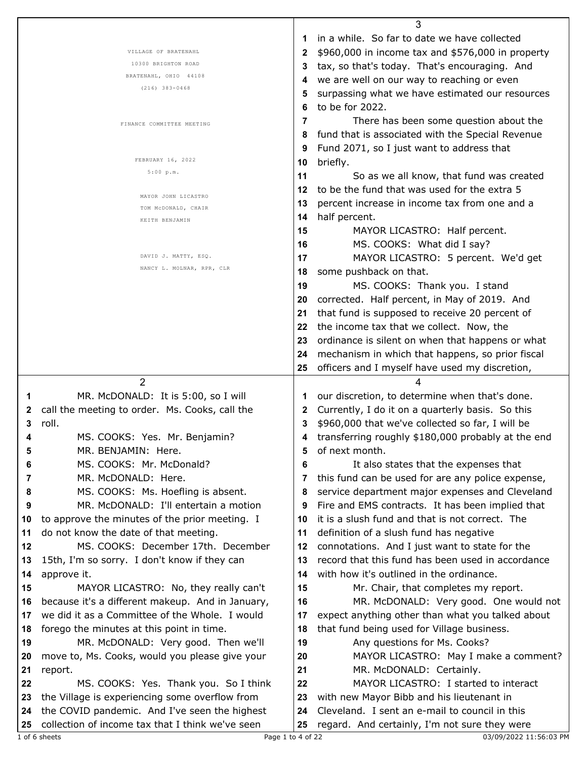VILLAGE OF BRATENAHL
10300 BRIGHTON ROAD
BRATENAHL, OHIO 44108
(216) 383-0468

FINANCE COMMITTEE MEETING

FEBRUARY 16, 2022
5:00 p.m.

MAYOR JOHN LICASTRO
TOM McDONALD, CHAIR
KEITH BENJAMIN

DAVID J. MATTY, ESQ.
NANCY L. MOLNAR, RPR, CLR

---

MR. McDONALD: It is 5:00, so I will call the meeting to order. Ms. Cooks, call the roll.

MS. COOKS: Yes. Mr. Benjamin?

MR. BENJAMIN: Here.

MS. COOKS: Mr. McDonald?

MR. McDONALD: Here.

MS. COOKS: Ms. Hoefling is absent.

MR. McDONALD: I'll entertain a motion to approve the minutes of the prior meeting. I do not know the date of that meeting.

MS. COOKS: December 17th. December 15th, I'm so sorry. I don't know if they can approve it.

MAYOR LICASTRO: No, they really can't because it's a different makeup. And in January, we did it as a Committee of the Whole. I would forego the minutes at this point in time.

MR. McDONALD: Very good. Then we'll move to, Ms. Cooks, would you please give your report.

MS. COOKS: Yes. Thank you. So I think the Village is experiencing some overflow from the COVID pandemic. And I've seen the highest collection of income tax that I think we've seen in a while. So far to date we have collected $960,000 in income tax and $576,000 in property tax, so that's today. That's encouraging. And we are well on our way to reaching or even surpassing what we have estimated our resources to be for 2022.

There has been some question about the fund that is associated with the Special Revenue Fund 2071, so I just want to address that briefly.

So as we all know, that fund was created to be the fund that was used for the extra 5 percent increase in income tax from one and a half percent.

MAYOR LICASTRO: Half percent.

MS. COOKS: What did I say?

MAYOR LICASTRO: 5 percent. We'd get some pushback on that.

MS. COOKS: Thank you. I stand corrected. Half percent, in May of 2019. And that fund is supposed to receive 20 percent of the income tax that we collect. Now, the ordinance is silent on when that happens or what mechanism in which that happens, so prior fiscal officers and I myself have used my discretion, our discretion, to determine when that's done. Currently, I do it on a quarterly basis. So this $960,000 that we've collected so far, I will be transferring roughly $180,000 probably at the end of next month.

It also states that the expenses that this fund can be used for are any police expense, service department major expenses and Cleveland Fire and EMS contracts. It has been implied that it is a slush fund and that is not correct. The definition of a slush fund has negative connotations. And I just want to state for the record that this fund has been used in accordance with how it's outlined in the ordinance.

Mr. Chair, that completes my report.

MR. McDONALD: Very good. One would not expect anything other than what you talked about that fund being used for Village business.

Any questions for Ms. Cooks?

MAYOR LICASTRO: May I make a comment?

MR. McDONALD: Certainly.

MAYOR LICASTRO: I started to interact with new Mayor Bibb and his lieutenant in Cleveland. I sent an e-mail to council in this regard. And certainly, I'm not sure they were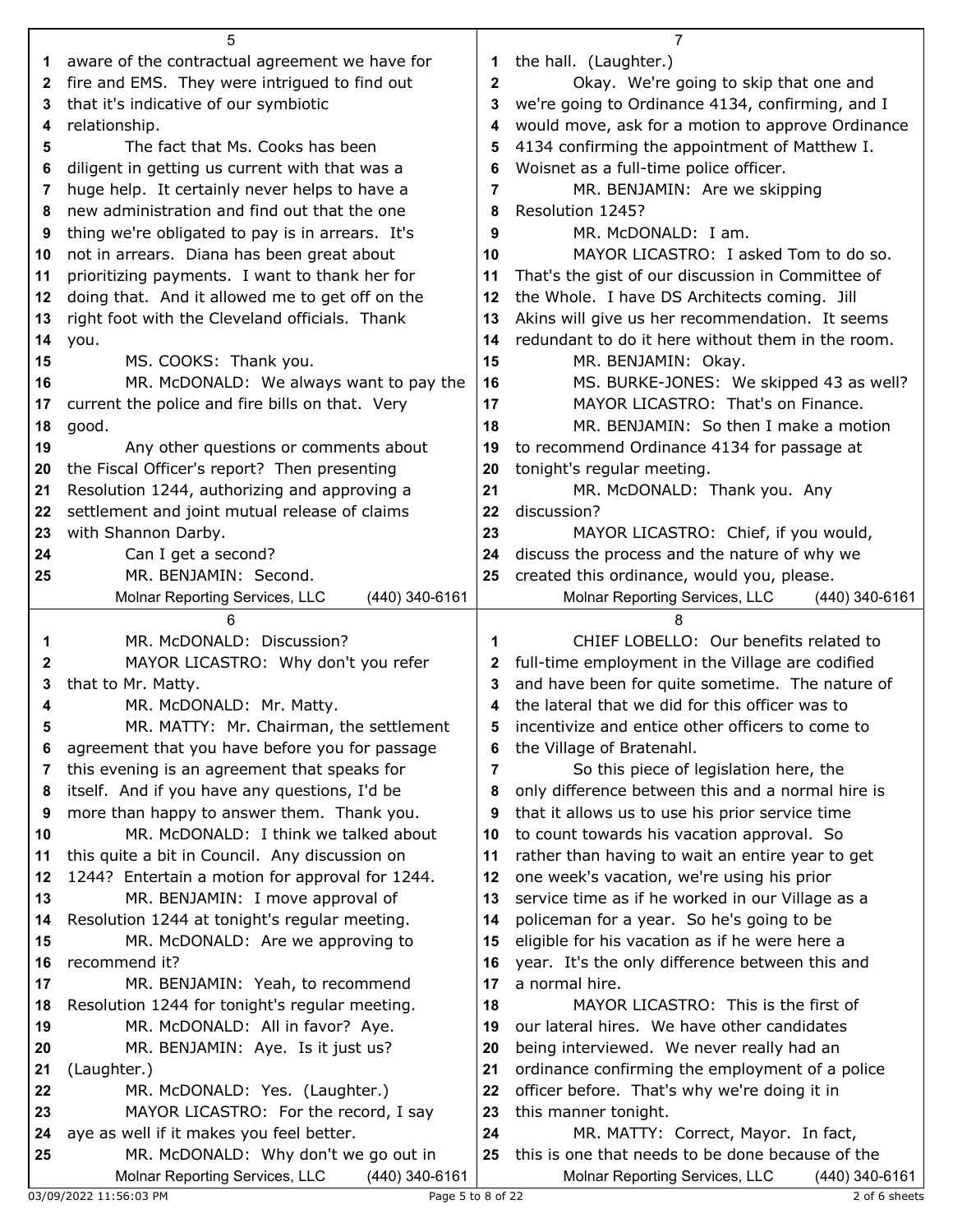aware of the contractual agreement we have for fire and EMS. They were intrigued to find out that it's indicative of our symbiotic relationship.

The fact that Ms. Cooks has been diligent in getting us current with that was a huge help. It certainly never helps to have a new administration and find out that the one thing we're obligated to pay is in arrears. It's not in arrears. Diana has been great about prioritizing payments. I want to thank her for doing that. And it allowed me to get off on the right foot with the Cleveland officials. Thank you.

MS. COOKS: Thank you.

MR. McDONALD: We always want to pay the current the police and fire bills on that. Very good.

Any other questions or comments about the Fiscal Officer's report? Then presenting Resolution 1244, authorizing and approving a settlement and joint mutual release of claims with Shannon Darby.

Can I get a second?

MR. BENJAMIN: Second.

MR. McDONALD: Discussion?

MAYOR LICASTRO: Why don't you refer that to Mr. Matty.

MR. McDONALD: Mr. Matty.

MR. MATTY: Mr. Chairman, the settlement agreement that you have before you for passage this evening is an agreement that speaks for itself. And if you have any questions, I'd be more than happy to answer them. Thank you.

MR. McDONALD: I think we talked about this quite a bit in Council. Any discussion on 1244? Entertain a motion for approval for 1244.

MR. BENJAMIN: I move approval of Resolution 1244 at tonight's regular meeting.

MR. McDONALD: Are we approving to recommend it?

MR. BENJAMIN: Yeah, to recommend Resolution 1244 for tonight's regular meeting.

MR. McDONALD: All in favor? Aye.

MR. BENJAMIN: Aye. Is it just us? (Laughter.)

MR. McDONALD: Yes. (Laughter.)

MAYOR LICASTRO: For the record, I say aye as well if it makes you feel better.

MR. McDONALD: Why don't we go out in the hall. (Laughter.)

Okay. We're going to skip that one and we're going to Ordinance 4134, confirming, and I would move, ask for a motion to approve Ordinance 4134 confirming the appointment of Matthew I. Woisnet as a full-time police officer.

MR. BENJAMIN: Are we skipping Resolution 1245?

MR. McDONALD: I am.

MAYOR LICASTRO: I asked Tom to do so. That's the gist of our discussion in Committee of the Whole. I have DS Architects coming. Jill Akins will give us her recommendation. It seems redundant to do it here without them in the room.

MR. BENJAMIN: Okay.

MS. BURKE-JONES: We skipped 43 as well?

MAYOR LICASTRO: That's on Finance.

MR. BENJAMIN: So then I make a motion to recommend Ordinance 4134 for passage at tonight's regular meeting.

MR. McDONALD: Thank you. Any discussion?

MAYOR LICASTRO: Chief, if you would, discuss the process and the nature of why we created this ordinance, would you, please.

CHIEF LOBELLO: Our benefits related to full-time employment in the Village are codified and have been for quite sometime. The nature of the lateral that we did for this officer was to incentivize and entice other officers to come to the Village of Bratenahl.

So this piece of legislation here, the only difference between this and a normal hire is that it allows us to use his prior service time to count towards his vacation approval. So rather than having to wait an entire year to get one week's vacation, we're using his prior service time as if he worked in our Village as a policeman for a year. So he's going to be eligible for his vacation as if he were here a year. It's the only difference between this and a normal hire.

MAYOR LICASTRO: This is the first of our lateral hires. We have other candidates being interviewed. We never really had an ordinance confirming the employment of a police officer before. That's why we're doing it in this manner tonight.

MR. MATTY: Correct, Mayor. In fact, this is one that needs to be done because of the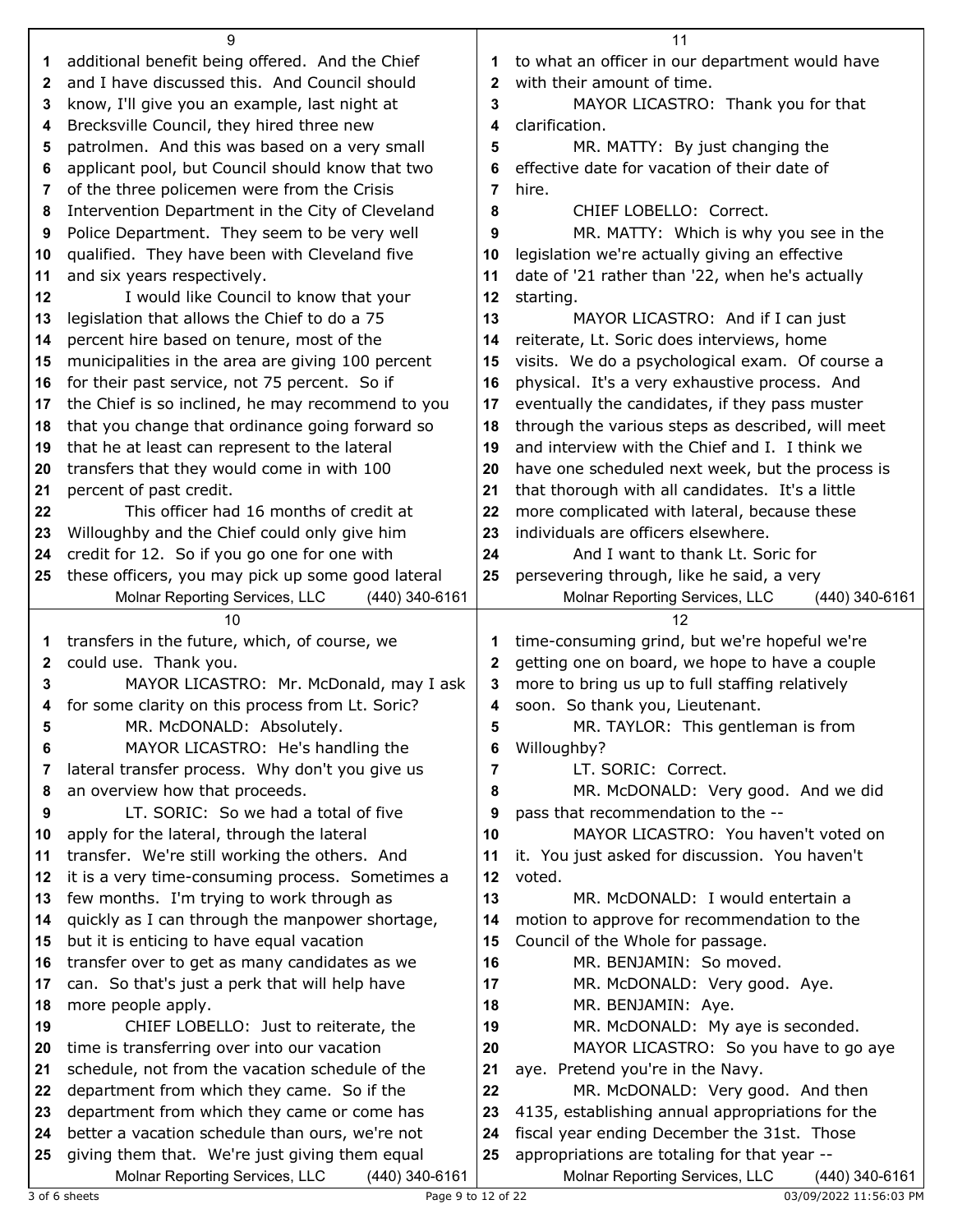additional benefit being offered. And the Chief and I have discussed this. And Council should know, I'll give you an example, last night at Brecksville Council, they hired three new patrolmen. And this was based on a very small applicant pool, but Council should know that two of the three policemen were from the Crisis Intervention Department in the City of Cleveland Police Department. They seem to be very well qualified. They have been with Cleveland five and six years respectively.

I would like Council to know that your legislation that allows the Chief to do a 75 percent hire based on tenure, most of the municipalities in the area are giving 100 percent for their past service, not 75 percent. So if the Chief is so inclined, he may recommend to you that you change that ordinance going forward so that he at least can represent to the lateral transfers that they would come in with 100 percent of past credit.

This officer had 16 months of credit at Willoughby and the Chief could only give him credit for 12. So if you go one for one with these officers, you may pick up some good lateral transfers in the future, which, of course, we could use. Thank you.

MAYOR LICASTRO: Mr. McDonald, may I ask for some clarity on this process from Lt. Soric?

MR. McDONALD: Absolutely.

MAYOR LICASTRO: He's handling the lateral transfer process. Why don't you give us an overview how that proceeds.

LT. SORIC: So we had a total of five apply for the lateral, through the lateral transfer. We're still working the others. And it is a very time-consuming process. Sometimes a few months. I'm trying to work through as quickly as I can through the manpower shortage, but it is enticing to have equal vacation transfer over to get as many candidates as we can. So that's just a perk that will help have more people apply.

CHIEF LOBELLO: Just to reiterate, the time is transferring over into our vacation schedule, not from the vacation schedule of the department from which they came. So if the department from which they came or come has better a vacation schedule than ours, we're not giving them that. We're just giving them equal to what an officer in our department would have with their amount of time.

MAYOR LICASTRO: Thank you for that clarification.

MR. MATTY: By just changing the effective date for vacation of their date of hire.

CHIEF LOBELLO: Correct.

MR. MATTY: Which is why you see in the legislation we're actually giving an effective date of '21 rather than '22, when he's actually starting.

MAYOR LICASTRO: And if I can just reiterate, Lt. Soric does interviews, home visits. We do a psychological exam. Of course a physical. It's a very exhaustive process. And eventually the candidates, if they pass muster through the various steps as described, will meet and interview with the Chief and I. I think we have one scheduled next week, but the process is that thorough with all candidates. It's a little more complicated with lateral, because these individuals are officers elsewhere.

And I want to thank Lt. Soric for persevering through, like he said, a very time-consuming grind, but we're hopeful we're getting one on board, we hope to have a couple more to bring us up to full staffing relatively soon. So thank you, Lieutenant.

MR. TAYLOR: This gentleman is from Willoughby?

LT. SORIC: Correct.

MR. McDONALD: Very good. And we did pass that recommendation to the --

MAYOR LICASTRO: You haven't voted on it. You just asked for discussion. You haven't voted.

MR. McDONALD: I would entertain a motion to approve for recommendation to the Council of the Whole for passage.

MR. BENJAMIN: So moved.

MR. McDONALD: Very good. Aye.

MR. BENJAMIN: Aye.

MR. McDONALD: My aye is seconded.

MAYOR LICASTRO: So you have to go aye aye. Pretend you're in the Navy.

MR. McDONALD: Very good. And then 4135, establishing annual appropriations for the fiscal year ending December the 31st. Those appropriations are totaling for that year --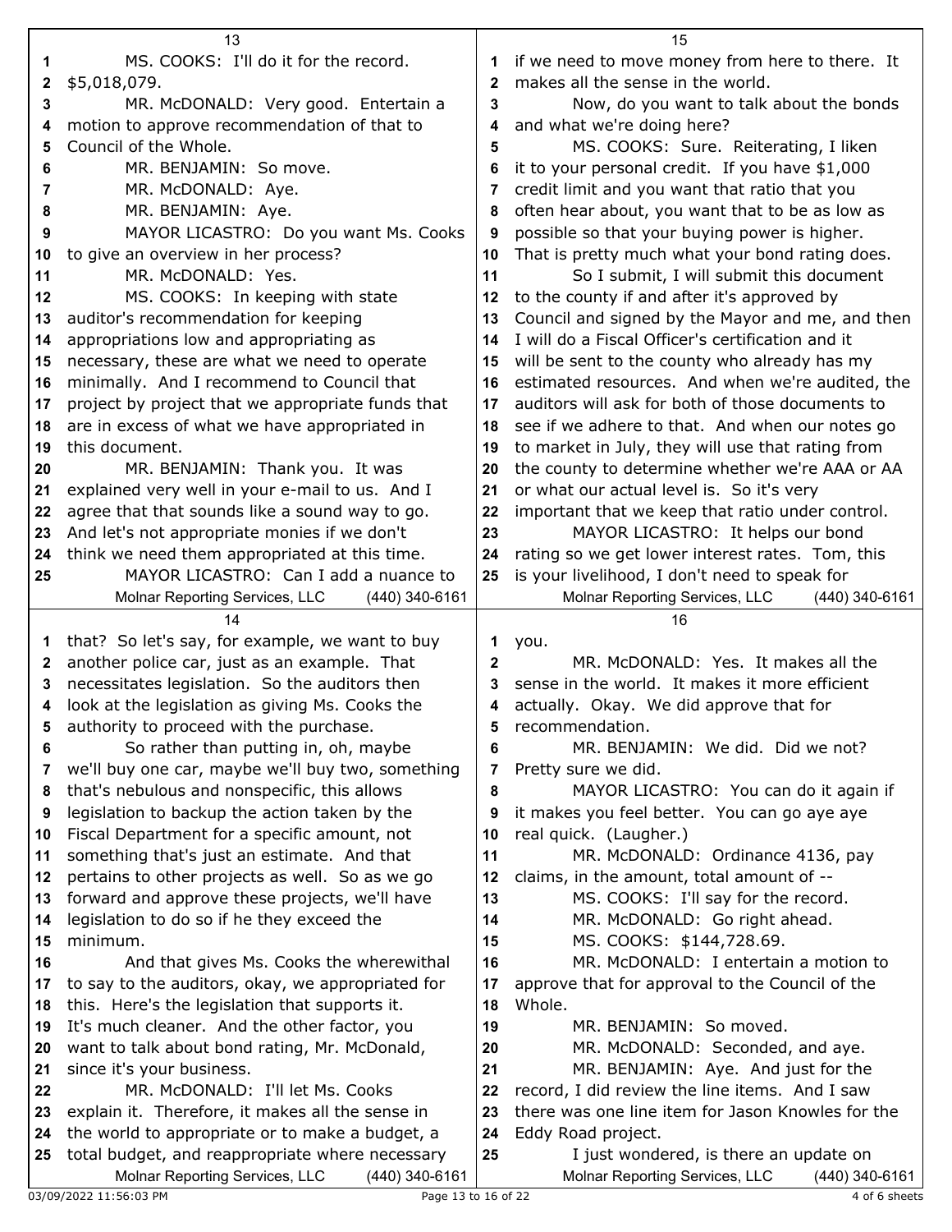MS. COOKS: I'll do it for the record. $5,018,079.

MR. McDONALD: Very good. Entertain a motion to approve recommendation of that to Council of the Whole.

MR. BENJAMIN: So move.

MR. McDONALD: Aye.

MR. BENJAMIN: Aye.

MAYOR LICASTRO: Do you want Ms. Cooks to give an overview in her process?

MR. McDONALD: Yes.

MS. COOKS: In keeping with state auditor's recommendation for keeping appropriations low and appropriating as necessary, these are what we need to operate minimally. And I recommend to Council that project by project that we appropriate funds that are in excess of what we have appropriated in this document.

MR. BENJAMIN: Thank you. It was explained very well in your e-mail to us. And I agree that that sounds like a sound way to go. And let's not appropriate monies if we don't think we need them appropriated at this time.

MAYOR LICASTRO: Can I add a nuance to that? So let's say, for example, we want to buy another police car, just as an example. That necessitates legislation. So the auditors then look at the legislation as giving Ms. Cooks the authority to proceed with the purchase.

So rather than putting in, oh, maybe we'll buy one car, maybe we'll buy two, something that's nebulous and nonspecific, this allows legislation to backup the action taken by the Fiscal Department for a specific amount, not something that's just an estimate. And that pertains to other projects as well. So as we go forward and approve these projects, we'll have legislation to do so if he they exceed the minimum.

And that gives Ms. Cooks the wherewithal to say to the auditors, okay, we appropriated for this. Here's the legislation that supports it. It's much cleaner. And the other factor, you want to talk about bond rating, Mr. McDonald, since it's your business.

MR. McDONALD: I'll let Ms. Cooks explain it. Therefore, it makes all the sense in the world to appropriate or to make a budget, a total budget, and reappropriate where necessary if we need to move money from here to there. It makes all the sense in the world.

Now, do you want to talk about the bonds and what we're doing here?

MS. COOKS: Sure. Reiterating, I liken it to your personal credit. If you have $1,000 credit limit and you want that ratio that you often hear about, you want that to be as low as possible so that your buying power is higher. That is pretty much what your bond rating does.

So I submit, I will submit this document to the county if and after it's approved by Council and signed by the Mayor and me, and then I will do a Fiscal Officer's certification and it will be sent to the county who already has my estimated resources. And when we're audited, the auditors will ask for both of those documents to see if we adhere to that. And when our notes go to market in July, they will use that rating from the county to determine whether we're AAA or AA or what our actual level is. So it's very important that we keep that ratio under control.

MAYOR LICASTRO: It helps our bond rating so we get lower interest rates. Tom, this is your livelihood, I don't need to speak for you.

MR. McDONALD: Yes. It makes all the sense in the world. It makes it more efficient actually. Okay. We did approve that for recommendation.

MR. BENJAMIN: We did. Did we not? Pretty sure we did.

MAYOR LICASTRO: You can do it again if it makes you feel better. You can go aye aye real quick. (Laugher.)

MR. McDONALD: Ordinance 4136, pay claims, in the amount, total amount of --

MS. COOKS: I'll say for the record.

MR. McDONALD: Go right ahead.

MS. COOKS: $144,728.69.

MR. McDONALD: I entertain a motion to approve that for approval to the Council of the Whole.

MR. BENJAMIN: So moved.

MR. McDONALD: Seconded, and aye.

MR. BENJAMIN: Aye. And just for the record, I did review the line items. And I saw there was one line item for Jason Knowles for the Eddy Road project.

I just wondered, is there an update on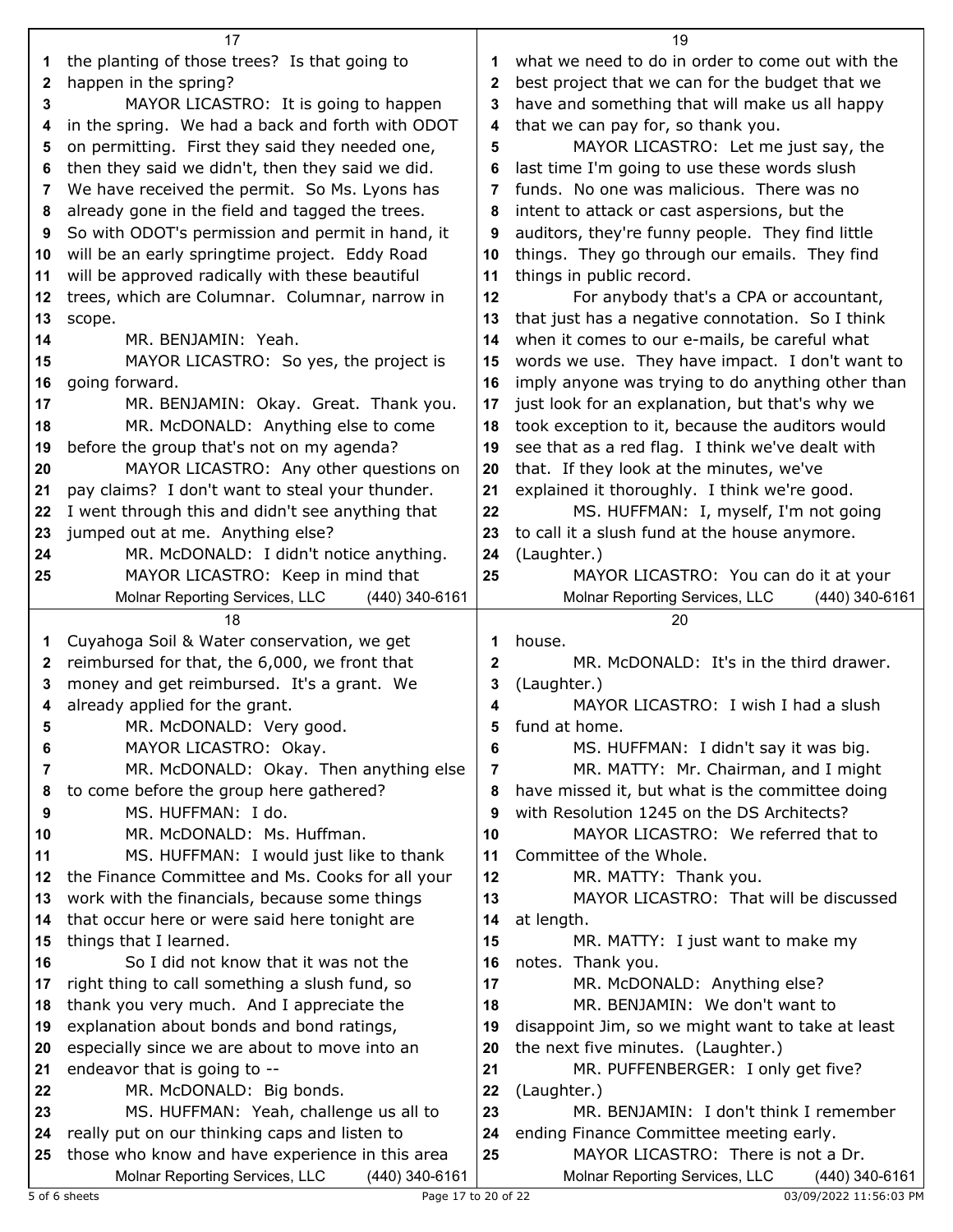the planting of those trees? Is that going to happen in the spring?

MAYOR LICASTRO: It is going to happen in the spring. We had a back and forth with ODOT on permitting. First they said they needed one, then they said we didn't, then they said we did. We have received the permit. So Ms. Lyons has already gone in the field and tagged the trees. So with ODOT's permission and permit in hand, it will be an early springtime project. Eddy Road will be approved radically with these beautiful trees, which are Columnar. Columnar, narrow in scope.

MR. BENJAMIN: Yeah.

MAYOR LICASTRO: So yes, the project is going forward.

MR. BENJAMIN: Okay. Great. Thank you.

MR. McDONALD: Anything else to come before the group that's not on my agenda?

MAYOR LICASTRO: Any other questions on pay claims? I don't want to steal your thunder. I went through this and didn't see anything that jumped out at me. Anything else?

MR. McDONALD: I didn't notice anything.

MAYOR LICASTRO: Keep in mind that Cuyahoga Soil & Water conservation, we get reimbursed for that, the 6,000, we front that money and get reimbursed. It's a grant. We already applied for the grant.

MR. McDONALD: Very good.

MAYOR LICASTRO: Okay.

MR. McDONALD: Okay. Then anything else to come before the group here gathered?

MS. HUFFMAN: I do.

MR. McDONALD: Ms. Huffman.

MS. HUFFMAN: I would just like to thank the Finance Committee and Ms. Cooks for all your work with the financials, because some things that occur here or were said here tonight are things that I learned.

So I did not know that it was not the right thing to call something a slush fund, so thank you very much. And I appreciate the explanation about bonds and bond ratings, especially since we are about to move into an endeavor that is going to --

MR. McDONALD: Big bonds.

MS. HUFFMAN: Yeah, challenge us all to really put on our thinking caps and listen to those who know and have experience in this area what we need to do in order to come out with the best project that we can for the budget that we have and something that will make us all happy that we can pay for, so thank you.

MAYOR LICASTRO: Let me just say, the last time I'm going to use these words slush funds. No one was malicious. There was no intent to attack or cast aspersions, but the auditors, they're funny people. They find little things. They go through our emails. They find things in public record.

For anybody that's a CPA or accountant, that just has a negative connotation. So I think when it comes to our e-mails, be careful what words we use. They have impact. I don't want to imply anyone was trying to do anything other than just look for an explanation, but that's why we took exception to it, because the auditors would see that as a red flag. I think we've dealt with that. If they look at the minutes, we've explained it thoroughly. I think we're good.

MS. HUFFMAN: I, myself, I'm not going to call it a slush fund at the house anymore. (Laughter.)

MAYOR LICASTRO: You can do it at your house.

MR. McDONALD: It's in the third drawer. (Laughter.)

MAYOR LICASTRO: I wish I had a slush fund at home.

MS. HUFFMAN: I didn't say it was big.

MR. MATTY: Mr. Chairman, and I might have missed it, but what is the committee doing with Resolution 1245 on the DS Architects?

MAYOR LICASTRO: We referred that to Committee of the Whole.

MR. MATTY: Thank you.

MAYOR LICASTRO: That will be discussed at length.

MR. MATTY: I just want to make my notes. Thank you.

MR. McDONALD: Anything else?

MR. BENJAMIN: We don't want to disappoint Jim, so we might want to take at least the next five minutes. (Laughter.)

MR. PUFFENBERGER: I only get five? (Laughter.)

MR. BENJAMIN: I don't think I remember ending Finance Committee meeting early.

MAYOR LICASTRO: There is not a Dr.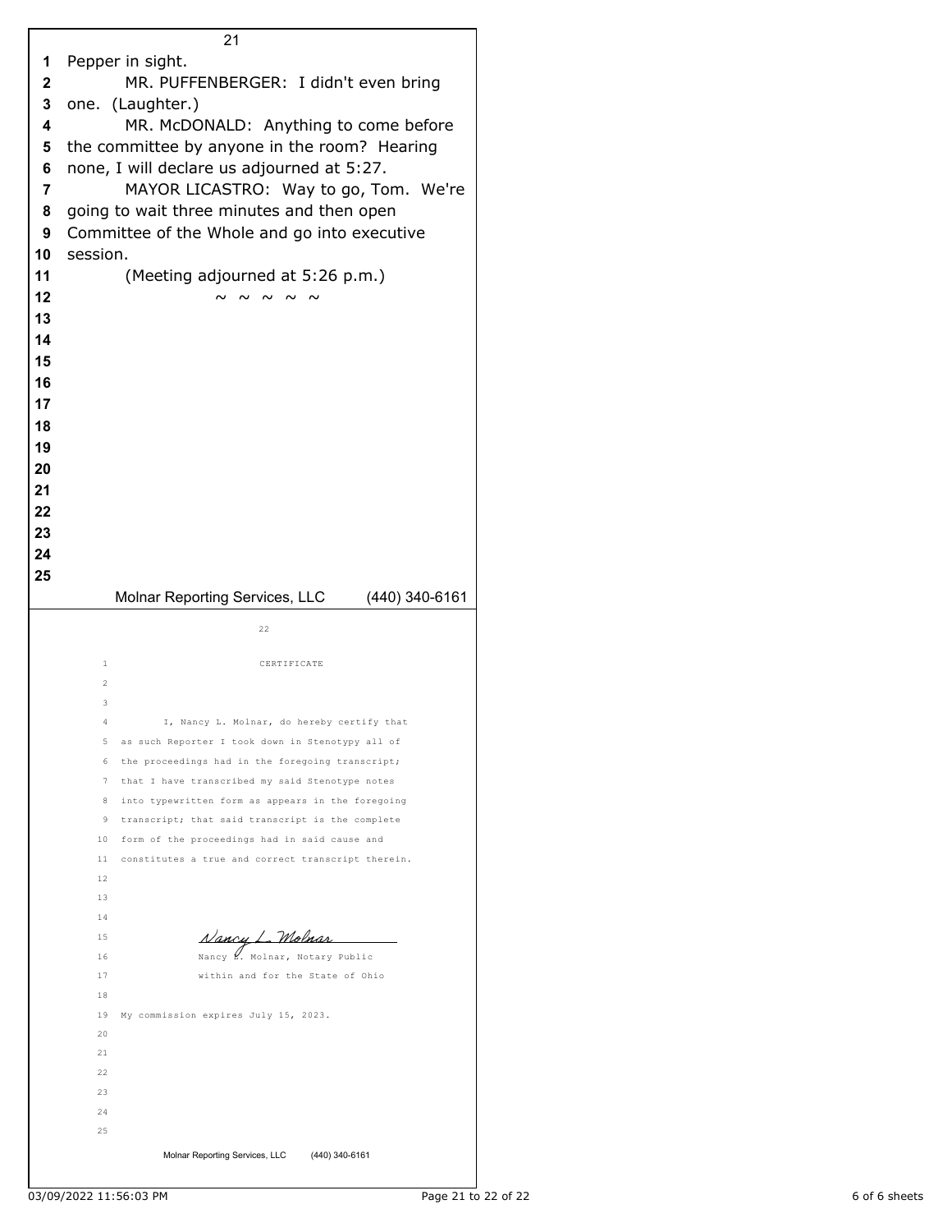Pepper in sight.

MR. PUFFENBERGER: I didn't even bring one. (Laughter.)

MR. McDONALD: Anything to come before the committee by anyone in the room? Hearing none, I will declare us adjourned at 5:27.

MAYOR LICASTRO: Way to go, Tom. We're going to wait three minutes and then open Committee of the Whole and go into executive session.

(Meeting adjourned at 5:26 p.m.)

~ ~ ~ ~ ~

CERTIFICATE

I, Nancy L. Molnar, do hereby certify that as such Reporter I took down in Stenotypy all of the proceedings had in the foregoing transcript; that I have transcribed my said Stenotype notes into typewritten form as appears in the foregoing transcript; that said transcript is the complete form of the proceedings had in said cause and constitutes a true and correct transcript therein.

*Nancy L. Molnar*

Nancy L. Molnar, Notary Public
within and for the State of Ohio

My commission expires July 15, 2023.